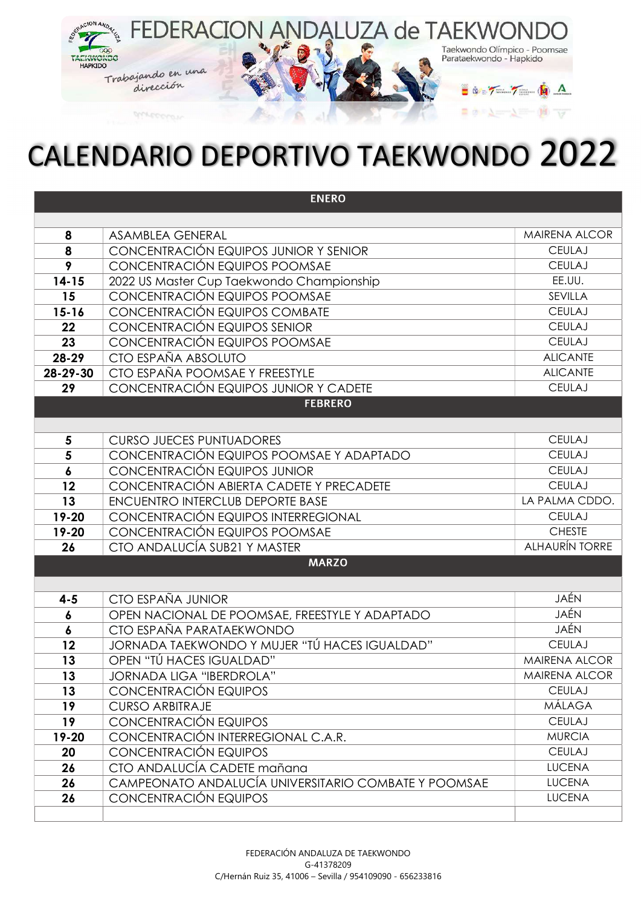FEDERACION ANDALUZA de TAEKWONDO

Taekwondo Olímpico - Poomsae
Parataekwondo - Hapkido

Trabajando en una dirección

# CALENDARIO DEPORTIVO TAEKWONDO 2022

| ENERO | | |
|---|---|---|
| | | |
| **8** | ASAMBLEA GENERAL | MAIRENA ALCOR |
| **8** | CONCENTRACIÓN EQUIPOS JUNIOR Y SENIOR | CEULAJ |
| **9** | CONCENTRACIÓN EQUIPOS POOMSAE | CEULAJ |
| **14-15** | 2022 US Master Cup Taekwondo Championship | EE.UU. |
| **15** | CONCENTRACIÓN EQUIPOS POOMSAE | SEVILLA |
| **15-16** | CONCENTRACIÓN EQUIPOS COMBATE | CEULAJ |
| **22** | CONCENTRACIÓN EQUIPOS SENIOR | CEULAJ |
| **23** | CONCENTRACIÓN EQUIPOS POOMSAE | CEULAJ |
| **28-29** | CTO ESPAÑA ABSOLUTO | ALICANTE |
| **28-29-30** | CTO ESPAÑA POOMSAE Y FREESTYLE | ALICANTE |
| **29** | CONCENTRACIÓN EQUIPOS JUNIOR Y CADETE | CEULAJ |
| **FEBRERO** | | |
| | | |
| **5** | CURSO JUECES PUNTUADORES | CEULAJ |
| **5** | CONCENTRACIÓN EQUIPOS POOMSAE Y ADAPTADO | CEULAJ |
| **6** | CONCENTRACIÓN EQUIPOS JUNIOR | CEULAJ |
| **12** | CONCENTRACIÓN ABIERTA CADETE Y PRECADETE | CEULAJ |
| **13** | ENCUENTRO INTERCLUB DEPORTE BASE | LA PALMA CDDO. |
| **19-20** | CONCENTRACIÓN EQUIPOS INTERREGIONAL | CEULAJ |
| **19-20** | CONCENTRACIÓN EQUIPOS POOMSAE | CHESTE |
| **26** | CTO ANDALUCÍA SUB21 Y MASTER | ALHAURÍN TORRE |
| **MARZO** | | |
| | | |
| **4-5** | CTO ESPAÑA JUNIOR | JAÉN |
| **6** | OPEN NACIONAL DE POOMSAE, FREESTYLE Y ADAPTADO | JAÉN |
| **6** | CTO ESPAÑA PARATAEKWONDO | JAÉN |
| **12** | JORNADA TAEKWONDO Y MUJER "TÚ HACES IGUALDAD" | CEULAJ |
| **13** | OPEN "TÚ HACES IGUALDAD" | MAIRENA ALCOR |
| **13** | JORNADA LIGA "IBERDROLA" | MAIRENA ALCOR |
| **13** | CONCENTRACIÓN EQUIPOS | CEULAJ |
| **19** | CURSO ARBITRAJE | MÁLAGA |
| **19** | CONCENTRACIÓN EQUIPOS | CEULAJ |
| **19-20** | CONCENTRACIÓN INTERREGIONAL C.A.R. | MURCIA |
| **20** | CONCENTRACIÓN EQUIPOS | CEULAJ |
| **26** | CTO ANDALUCÍA CADETE mañana | LUCENA |
| **26** | CAMPEONATO ANDALUCÍA UNIVERSITARIO COMBATE Y POOMSAE | LUCENA |
| **26** | CONCENTRACIÓN EQUIPOS | LUCENA |
| | | |

FEDERACIÓN ANDALUZA DE TAEKWONDO
G-41378209
C/Hernán Ruiz 35, 41006 – Sevilla / 954109090 - 656233816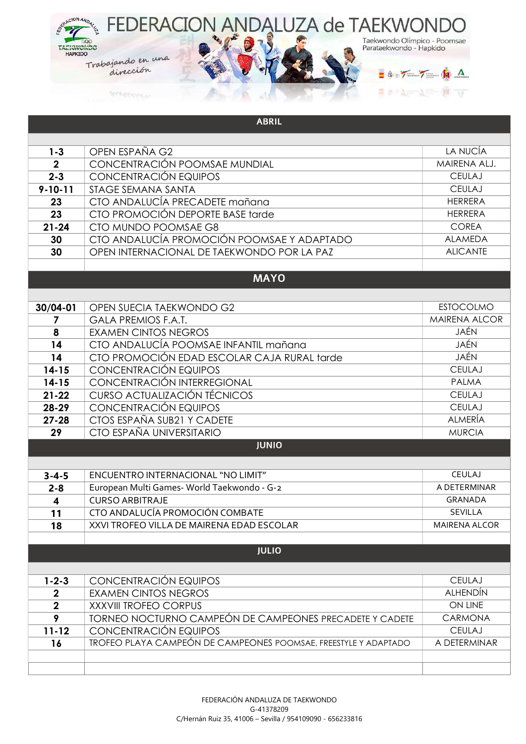# FEDERACION ANDALUZA de TAEKWONDO

Taekwondo Olímpico - Poomsae
Parataekwondo - Hapkido

*Trabajando en una dirección*

| ABRIL | | |
|---|---|---|
| | | |
| 1-3 | OPEN ESPAÑA G2 | LA NUCÍA |
| 2 | CONCENTRACIÓN POOMSAE MUNDIAL | MAIRENA ALJ. |
| 2-3 | CONCENTRACIÓN EQUIPOS | CEULAJ |
| 9-10-11 | STAGE SEMANA SANTA | CEULAJ |
| 23 | CTO ANDALUCÍA PRECADETE mañana | HERRERA |
| 23 | CTO PROMOCIÓN DEPORTE BASE tarde | HERRERA |
| 21-24 | CTO MUNDO POOMSAE G8 | COREA |
| 30 | CTO ANDALUCÍA PROMOCIÓN POOMSAE Y ADAPTADO | ALAMEDA |
| 30 | OPEN INTERNACIONAL DE TAEKWONDO POR LA PAZ | ALICANTE |
| | | |
| **MAYO** | | |
| | | |
| 30/04-01 | OPEN SUECIA TAEKWONDO G2 | ESTOCOLMO |
| 7 | GALA PREMIOS F.A.T. | MAIRENA ALCOR |
| 8 | EXAMEN CINTOS NEGROS | JAÉN |
| 14 | CTO ANDALUCÍA POOMSAE INFANTIL mañana | JAÉN |
| 14 | CTO PROMOCIÓN EDAD ESCOLAR CAJA RURAL tarde | JAÉN |
| 14-15 | CONCENTRACIÓN EQUIPOS | CEULAJ |
| 14-15 | CONCENTRACIÓN INTERREGIONAL | PALMA |
| 21-22 | CURSO ACTUALIZACIÓN TÉCNICOS | CEULAJ |
| 28-29 | CONCENTRACIÓN EQUIPOS | CEULAJ |
| 27-28 | CTOS ESPAÑA SUB21 Y CADETE | ALMERÍA |
| 29 | CTO ESPAÑA UNIVERSITARIO | MURCIA |
| **JUNIO** | | |
| | | |
| 3-4-5 | ENCUENTRO INTERNACIONAL "NO LIMIT" | CEULAJ |
| 2-8 | European Multi Games- World Taekwondo - G-2 | A DETERMINAR |
| 4 | CURSO ARBITRAJE | GRANADA |
| 11 | CTO ANDALUCÍA PROMOCIÓN COMBATE | SEVILLA |
| 18 | XXVI TROFEO VILLA DE MAIRENA EDAD ESCOLAR | MAIRENA ALCOR |
| | | |
| **JULIO** | | |
| | | |
| 1-2-3 | CONCENTRACIÓN EQUIPOS | CEULAJ |
| 2 | EXAMEN CINTOS NEGROS | ALHENDÍN |
| 2 | XXXVIII TROFEO CORPUS | ON LINE |
| 9 | TORNEO NOCTURNO CAMPEÓN DE CAMPEONES PRECADETE Y CADETE | CARMONA |
| 11-12 | CONCENTRACIÓN EQUIPOS | CEULAJ |
| 16 | TROFEO PLAYA CAMPEÓN DE CAMPEONES POOMSAE, FREESTYLE Y ADAPTADO | A DETERMINAR |
| | | |
| | | |

FEDERACIÓN ANDALUZA DE TAEKWONDO
G-41378209
C/Hernán Ruiz 35, 41006 – Sevilla / 954109090 - 656233816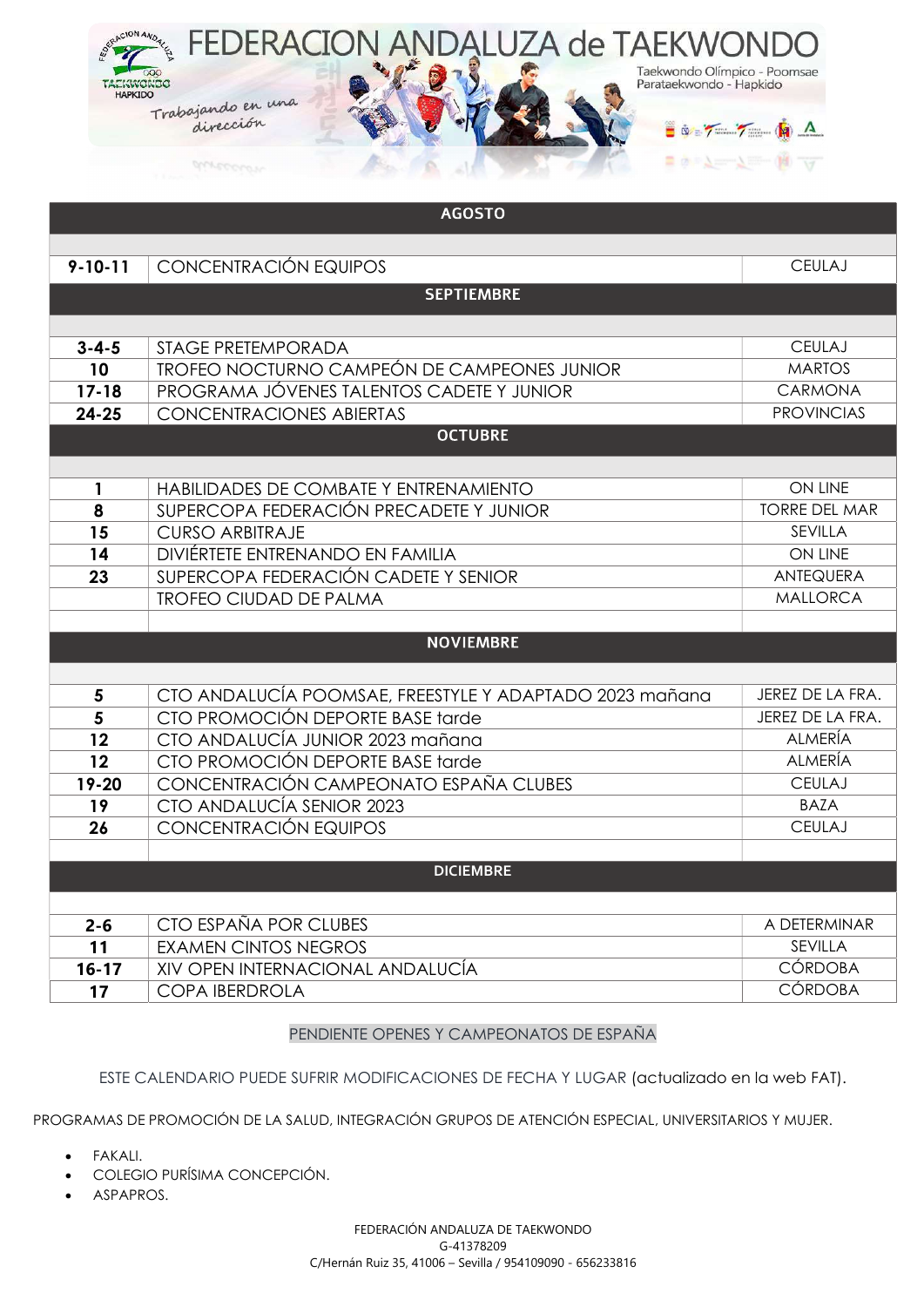# FEDERACION ANDALUZA de TAEKWONDO

Taekwondo Olímpico - Poomsae
Parataekwondo - Hapkido

*Trabajando en una dirección*

| AGOSTO | | |
|---|---|---|
| | | |
| **9-10-11** | CONCENTRACIÓN EQUIPOS | CEULAJ |
| **SEPTIEMBRE** | | |
| | | |
| **3-4-5** | STAGE PRETEMPORADA | CEULAJ |
| **10** | TROFEO NOCTURNO CAMPEÓN DE CAMPEONES JUNIOR | MARTOS |
| **17-18** | PROGRAMA JÓVENES TALENTOS CADETE Y JUNIOR | CARMONA |
| **24-25** | CONCENTRACIONES ABIERTAS | PROVINCIAS |
| **OCTUBRE** | | |
| | | |
| **1** | HABILIDADES DE COMBATE Y ENTRENAMIENTO | ON LINE |
| **8** | SUPERCOPA FEDERACIÓN PRECADETE Y JUNIOR | TORRE DEL MAR |
| **15** | CURSO ARBITRAJE | SEVILLA |
| **14** | DIVIÉRTETE ENTRENANDO EN FAMILIA | ON LINE |
| **23** | SUPERCOPA FEDERACIÓN CADETE Y SENIOR | ANTEQUERA |
| | TROFEO CIUDAD DE PALMA | MALLORCA |
| | | |
| **NOVIEMBRE** | | |
| | | |
| **5** | CTO ANDALUCÍA POOMSAE, FREESTYLE Y ADAPTADO 2023 mañana | JEREZ DE LA FRA. |
| **5** | CTO PROMOCIÓN DEPORTE BASE tarde | JEREZ DE LA FRA. |
| **12** | CTO ANDALUCÍA JUNIOR 2023 mañana | ALMERÍA |
| **12** | CTO PROMOCIÓN DEPORTE BASE tarde | ALMERÍA |
| **19-20** | CONCENTRACIÓN CAMPEONATO ESPAÑA CLUBES | CEULAJ |
| **19** | CTO ANDALUCÍA SENIOR 2023 | BAZA |
| **26** | CONCENTRACIÓN EQUIPOS | CEULAJ |
| | | |
| **DICIEMBRE** | | |
| | | |
| **2-6** | CTO ESPAÑA POR CLUBES | A DETERMINAR |
| **11** | EXAMEN CINTOS NEGROS | SEVILLA |
| **16-17** | XIV OPEN INTERNACIONAL ANDALUCÍA | CÓRDOBA |
| **17** | COPA IBERDROLA | CÓRDOBA |

PENDIENTE OPENES Y CAMPEONATOS DE ESPAÑA

ESTE CALENDARIO PUEDE SUFRIR MODIFICACIONES DE FECHA Y LUGAR (actualizado en la web FAT).

PROGRAMAS DE PROMOCIÓN DE LA SALUD, INTEGRACIÓN GRUPOS DE ATENCIÓN ESPECIAL, UNIVERSITARIOS Y MUJER.

- FAKALI.
- COLEGIO PURÍSIMA CONCEPCIÓN.
- ASPAPROS.

FEDERACIÓN ANDALUZA DE TAEKWONDO
G-41378209
C/Hernán Ruiz 35, 41006 – Sevilla / 954109090 - 656233816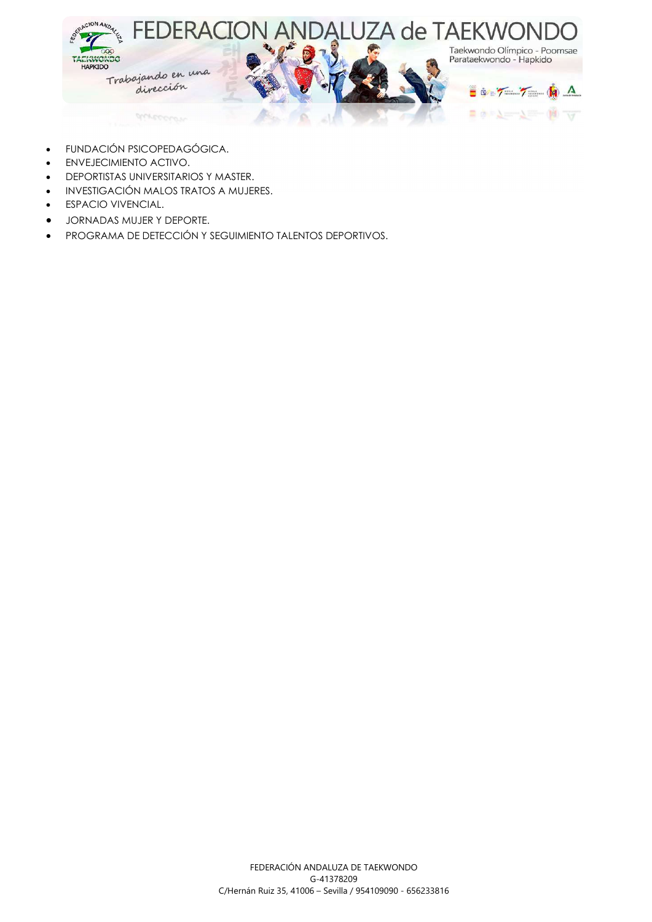- FUNDACIÓN PSICOPEDAGÓGICA.
- ENVEJECIMIENTO ACTIVO.
- DEPORTISTAS UNIVERSITARIOS Y MASTER.
- INVESTIGACIÓN MALOS TRATOS A MUJERES.
- ESPACIO VIVENCIAL.
- JORNADAS MUJER Y DEPORTE.
- PROGRAMA DE DETECCIÓN Y SEGUIMIENTO TALENTOS DEPORTIVOS.